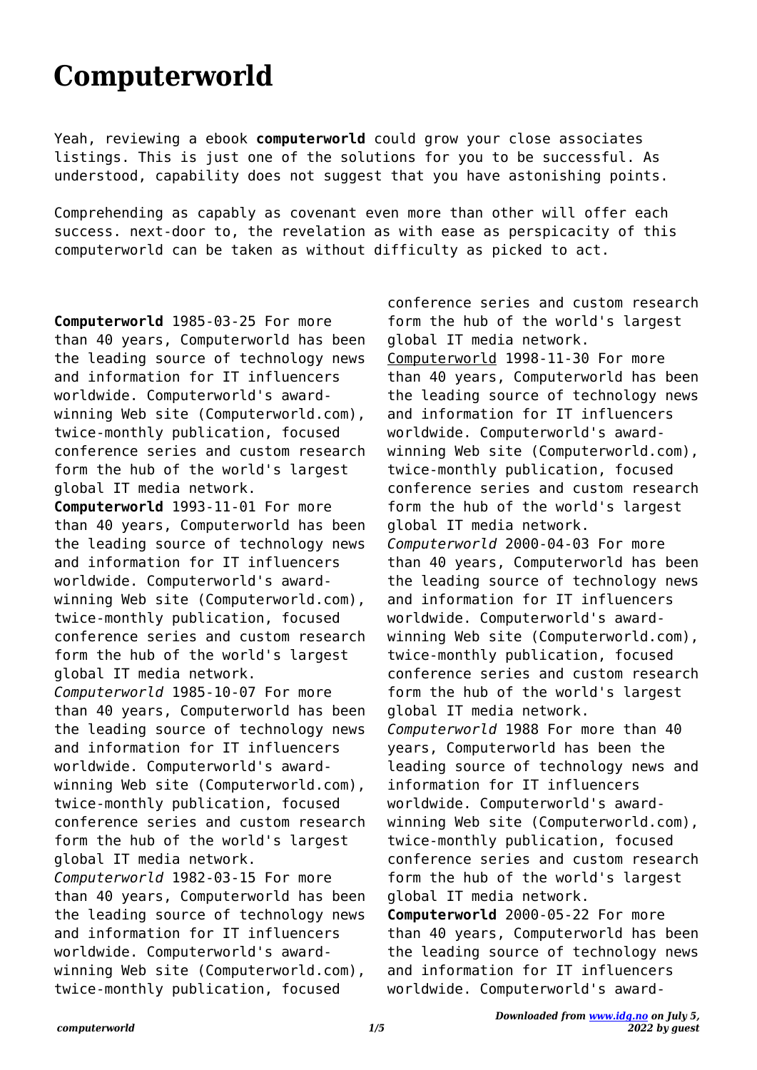# Computerworld

Yeah, reviewing a ebook **computerworld** could grow your close associates listings. This is just one of the solutions for you to be successful. As understood, capability does not suggest that you have astonishing points.

Comprehending as capably as covenant even more than other will offer each success. next-door to, the revelation as with ease as perspicacity of this computerworld can be taken as without difficulty as picked to act.

**Computerworld** 1985-03-25 For more than 40 years, Computerworld has been the leading source of technology news and information for IT influencers worldwide. Computerworld's award-winning Web site (Computerworld.com), twice-monthly publication, focused conference series and custom research form the hub of the world's largest global IT media network.

**Computerworld** 1993-11-01 For more than 40 years, Computerworld has been the leading source of technology news and information for IT influencers worldwide. Computerworld's award-winning Web site (Computerworld.com), twice-monthly publication, focused conference series and custom research form the hub of the world's largest global IT media network.

*Computerworld* 1985-10-07 For more than 40 years, Computerworld has been the leading source of technology news and information for IT influencers worldwide. Computerworld's award-winning Web site (Computerworld.com), twice-monthly publication, focused conference series and custom research form the hub of the world's largest global IT media network.

*Computerworld* 1982-03-15 For more than 40 years, Computerworld has been the leading source of technology news and information for IT influencers worldwide. Computerworld's award-winning Web site (Computerworld.com), twice-monthly publication, focused conference series and custom research form the hub of the world's largest global IT media network.

Computerworld 1998-11-30 For more than 40 years, Computerworld has been the leading source of technology news and information for IT influencers worldwide. Computerworld's award-winning Web site (Computerworld.com), twice-monthly publication, focused conference series and custom research form the hub of the world's largest global IT media network.

*Computerworld* 2000-04-03 For more than 40 years, Computerworld has been the leading source of technology news and information for IT influencers worldwide. Computerworld's award-winning Web site (Computerworld.com), twice-monthly publication, focused conference series and custom research form the hub of the world's largest global IT media network.

*Computerworld* 1988 For more than 40 years, Computerworld has been the leading source of technology news and information for IT influencers worldwide. Computerworld's award-winning Web site (Computerworld.com), twice-monthly publication, focused conference series and custom research form the hub of the world's largest global IT media network.

**Computerworld** 2000-05-22 For more than 40 years, Computerworld has been the leading source of technology news and information for IT influencers worldwide. Computerworld's award-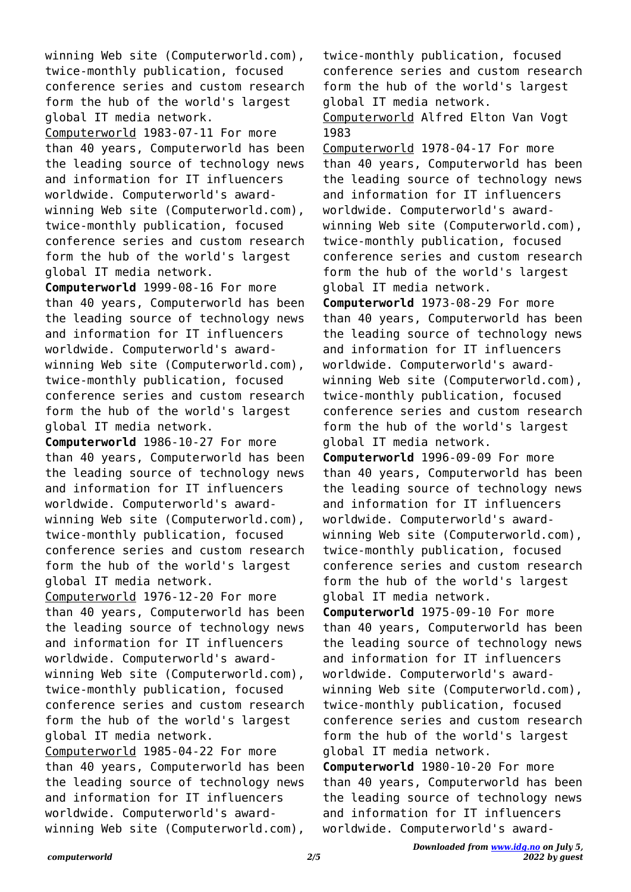winning Web site (Computerworld.com), twice-monthly publication, focused conference series and custom research form the hub of the world's largest global IT media network.

Computerworld 1983-07-11 For more than 40 years, Computerworld has been the leading source of technology news and information for IT influencers worldwide. Computerworld's award-winning Web site (Computerworld.com), twice-monthly publication, focused conference series and custom research form the hub of the world's largest global IT media network.

**Computerworld** 1999-08-16 For more than 40 years, Computerworld has been the leading source of technology news and information for IT influencers worldwide. Computerworld's award-winning Web site (Computerworld.com), twice-monthly publication, focused conference series and custom research form the hub of the world's largest global IT media network.

**Computerworld** 1986-10-27 For more than 40 years, Computerworld has been the leading source of technology news and information for IT influencers worldwide. Computerworld's award-winning Web site (Computerworld.com), twice-monthly publication, focused conference series and custom research form the hub of the world's largest global IT media network.

Computerworld 1976-12-20 For more than 40 years, Computerworld has been the leading source of technology news and information for IT influencers worldwide. Computerworld's award-winning Web site (Computerworld.com), twice-monthly publication, focused conference series and custom research form the hub of the world's largest global IT media network.

Computerworld 1985-04-22 For more than 40 years, Computerworld has been the leading source of technology news and information for IT influencers worldwide. Computerworld's award-winning Web site (Computerworld.com), twice-monthly publication, focused conference series and custom research form the hub of the world's largest global IT media network.

Computerworld Alfred Elton Van Vogt 1983

Computerworld 1978-04-17 For more than 40 years, Computerworld has been the leading source of technology news and information for IT influencers worldwide. Computerworld's award-winning Web site (Computerworld.com), twice-monthly publication, focused conference series and custom research form the hub of the world's largest global IT media network.

**Computerworld** 1973-08-29 For more than 40 years, Computerworld has been the leading source of technology news and information for IT influencers worldwide. Computerworld's award-winning Web site (Computerworld.com), twice-monthly publication, focused conference series and custom research form the hub of the world's largest global IT media network.

**Computerworld** 1996-09-09 For more than 40 years, Computerworld has been the leading source of technology news and information for IT influencers worldwide. Computerworld's award-winning Web site (Computerworld.com), twice-monthly publication, focused conference series and custom research form the hub of the world's largest global IT media network.

**Computerworld** 1975-09-10 For more than 40 years, Computerworld has been the leading source of technology news and information for IT influencers worldwide. Computerworld's award-winning Web site (Computerworld.com), twice-monthly publication, focused conference series and custom research form the hub of the world's largest global IT media network.

**Computerworld** 1980-10-20 For more than 40 years, Computerworld has been the leading source of technology news and information for IT influencers worldwide. Computerworld's award-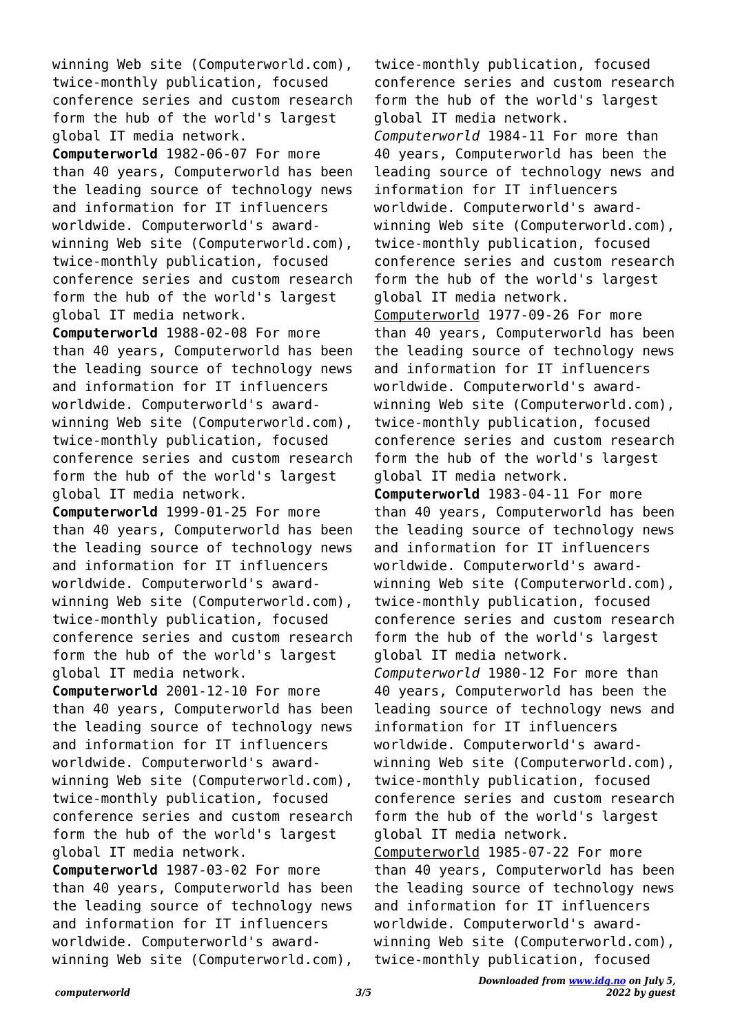winning Web site (Computerworld.com), twice-monthly publication, focused conference series and custom research form the hub of the world's largest global IT media network.

**Computerworld** 1982-06-07 For more than 40 years, Computerworld has been the leading source of technology news and information for IT influencers worldwide. Computerworld's award-winning Web site (Computerworld.com), twice-monthly publication, focused conference series and custom research form the hub of the world's largest global IT media network.

**Computerworld** 1988-02-08 For more than 40 years, Computerworld has been the leading source of technology news and information for IT influencers worldwide. Computerworld's award-winning Web site (Computerworld.com), twice-monthly publication, focused conference series and custom research form the hub of the world's largest global IT media network.

**Computerworld** 1999-01-25 For more than 40 years, Computerworld has been the leading source of technology news and information for IT influencers worldwide. Computerworld's award-winning Web site (Computerworld.com), twice-monthly publication, focused conference series and custom research form the hub of the world's largest global IT media network.

**Computerworld** 2001-12-10 For more than 40 years, Computerworld has been the leading source of technology news and information for IT influencers worldwide. Computerworld's award-winning Web site (Computerworld.com), twice-monthly publication, focused conference series and custom research form the hub of the world's largest global IT media network.

**Computerworld** 1987-03-02 For more than 40 years, Computerworld has been the leading source of technology news and information for IT influencers worldwide. Computerworld's award-winning Web site (Computerworld.com), twice-monthly publication, focused conference series and custom research form the hub of the world's largest global IT media network.

*Computerworld* 1984-11 For more than 40 years, Computerworld has been the leading source of technology news and information for IT influencers worldwide. Computerworld's award-winning Web site (Computerworld.com), twice-monthly publication, focused conference series and custom research form the hub of the world's largest global IT media network.

Computerworld 1977-09-26 For more than 40 years, Computerworld has been the leading source of technology news and information for IT influencers worldwide. Computerworld's award-winning Web site (Computerworld.com), twice-monthly publication, focused conference series and custom research form the hub of the world's largest global IT media network.

**Computerworld** 1983-04-11 For more than 40 years, Computerworld has been the leading source of technology news and information for IT influencers worldwide. Computerworld's award-winning Web site (Computerworld.com), twice-monthly publication, focused conference series and custom research form the hub of the world's largest global IT media network.

*Computerworld* 1980-12 For more than 40 years, Computerworld has been the leading source of technology news and information for IT influencers worldwide. Computerworld's award-winning Web site (Computerworld.com), twice-monthly publication, focused conference series and custom research form the hub of the world's largest global IT media network.

Computerworld 1985-07-22 For more than 40 years, Computerworld has been the leading source of technology news and information for IT influencers worldwide. Computerworld's award-winning Web site (Computerworld.com), twice-monthly publication, focused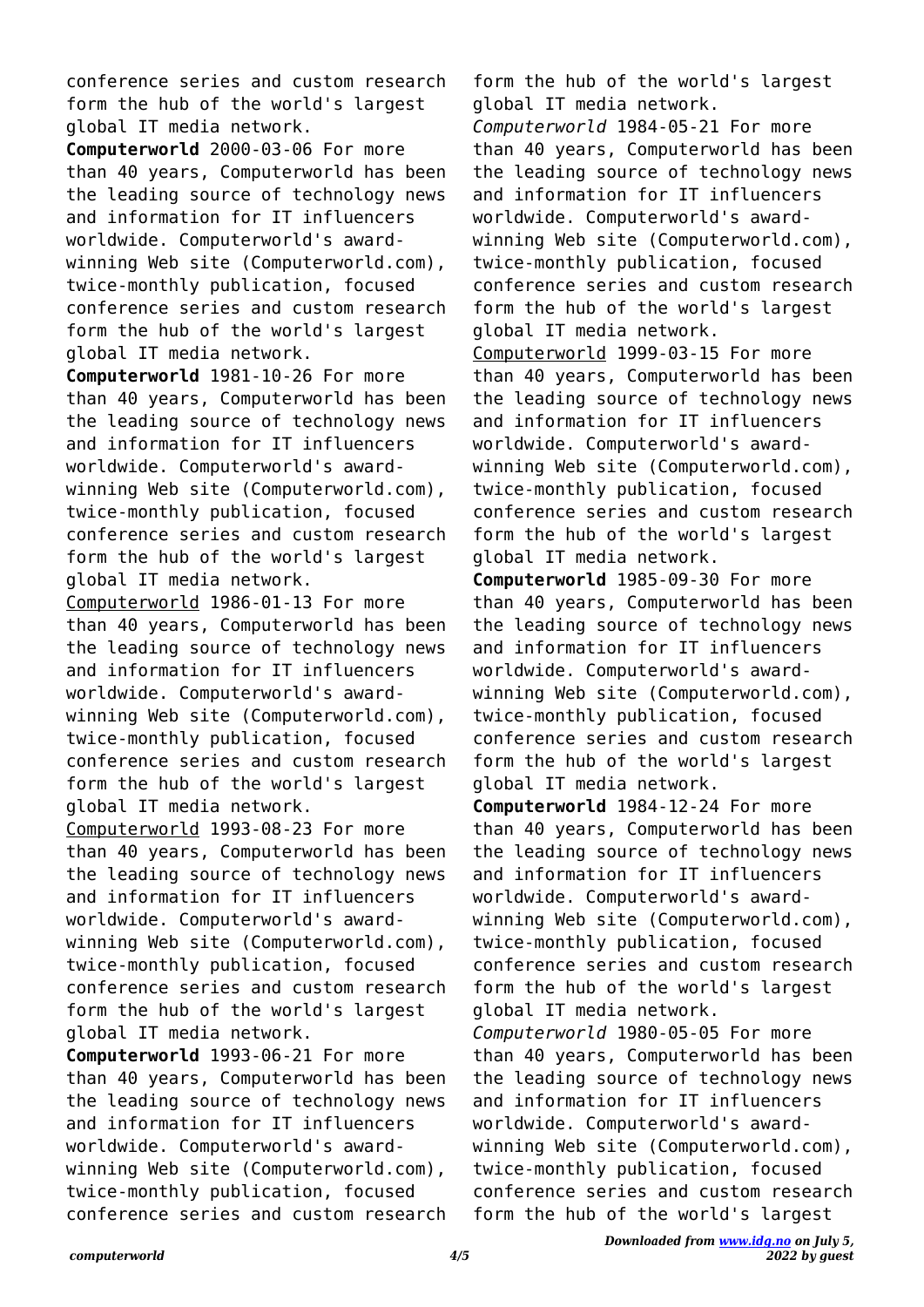conference series and custom research form the hub of the world's largest global IT media network.

**Computerworld** 2000-03-06 For more than 40 years, Computerworld has been the leading source of technology news and information for IT influencers worldwide. Computerworld's award-winning Web site (Computerworld.com), twice-monthly publication, focused conference series and custom research form the hub of the world's largest global IT media network.

**Computerworld** 1981-10-26 For more than 40 years, Computerworld has been the leading source of technology news and information for IT influencers worldwide. Computerworld's award-winning Web site (Computerworld.com), twice-monthly publication, focused conference series and custom research form the hub of the world's largest global IT media network.

Computerworld 1986-01-13 For more than 40 years, Computerworld has been the leading source of technology news and information for IT influencers worldwide. Computerworld's award-winning Web site (Computerworld.com), twice-monthly publication, focused conference series and custom research form the hub of the world's largest global IT media network.

Computerworld 1993-08-23 For more than 40 years, Computerworld has been the leading source of technology news and information for IT influencers worldwide. Computerworld's award-winning Web site (Computerworld.com), twice-monthly publication, focused conference series and custom research form the hub of the world's largest global IT media network.

**Computerworld** 1993-06-21 For more than 40 years, Computerworld has been the leading source of technology news and information for IT influencers worldwide. Computerworld's award-winning Web site (Computerworld.com), twice-monthly publication, focused conference series and custom research form the hub of the world's largest global IT media network.

*Computerworld* 1984-05-21 For more than 40 years, Computerworld has been the leading source of technology news and information for IT influencers worldwide. Computerworld's award-winning Web site (Computerworld.com), twice-monthly publication, focused conference series and custom research form the hub of the world's largest global IT media network.

Computerworld 1999-03-15 For more than 40 years, Computerworld has been the leading source of technology news and information for IT influencers worldwide. Computerworld's award-winning Web site (Computerworld.com), twice-monthly publication, focused conference series and custom research form the hub of the world's largest global IT media network.

**Computerworld** 1985-09-30 For more than 40 years, Computerworld has been the leading source of technology news and information for IT influencers worldwide. Computerworld's award-winning Web site (Computerworld.com), twice-monthly publication, focused conference series and custom research form the hub of the world's largest global IT media network.

**Computerworld** 1984-12-24 For more than 40 years, Computerworld has been the leading source of technology news and information for IT influencers worldwide. Computerworld's award-winning Web site (Computerworld.com), twice-monthly publication, focused conference series and custom research form the hub of the world's largest global IT media network.

*Computerworld* 1980-05-05 For more than 40 years, Computerworld has been the leading source of technology news and information for IT influencers worldwide. Computerworld's award-winning Web site (Computerworld.com), twice-monthly publication, focused conference series and custom research form the hub of the world's largest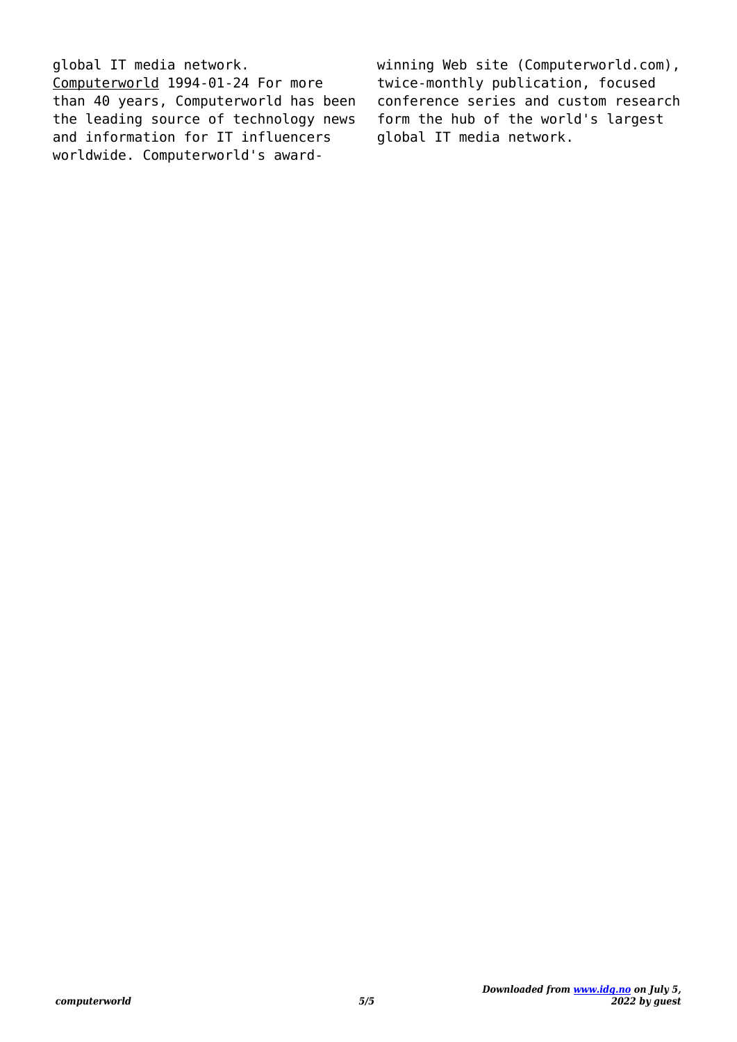global IT media network.

Computerworld 1994-01-24 For more than 40 years, Computerworld has been the leading source of technology news and information for IT influencers worldwide. Computerworld's award-winning Web site (Computerworld.com), twice-monthly publication, focused conference series and custom research form the hub of the world's largest global IT media network.